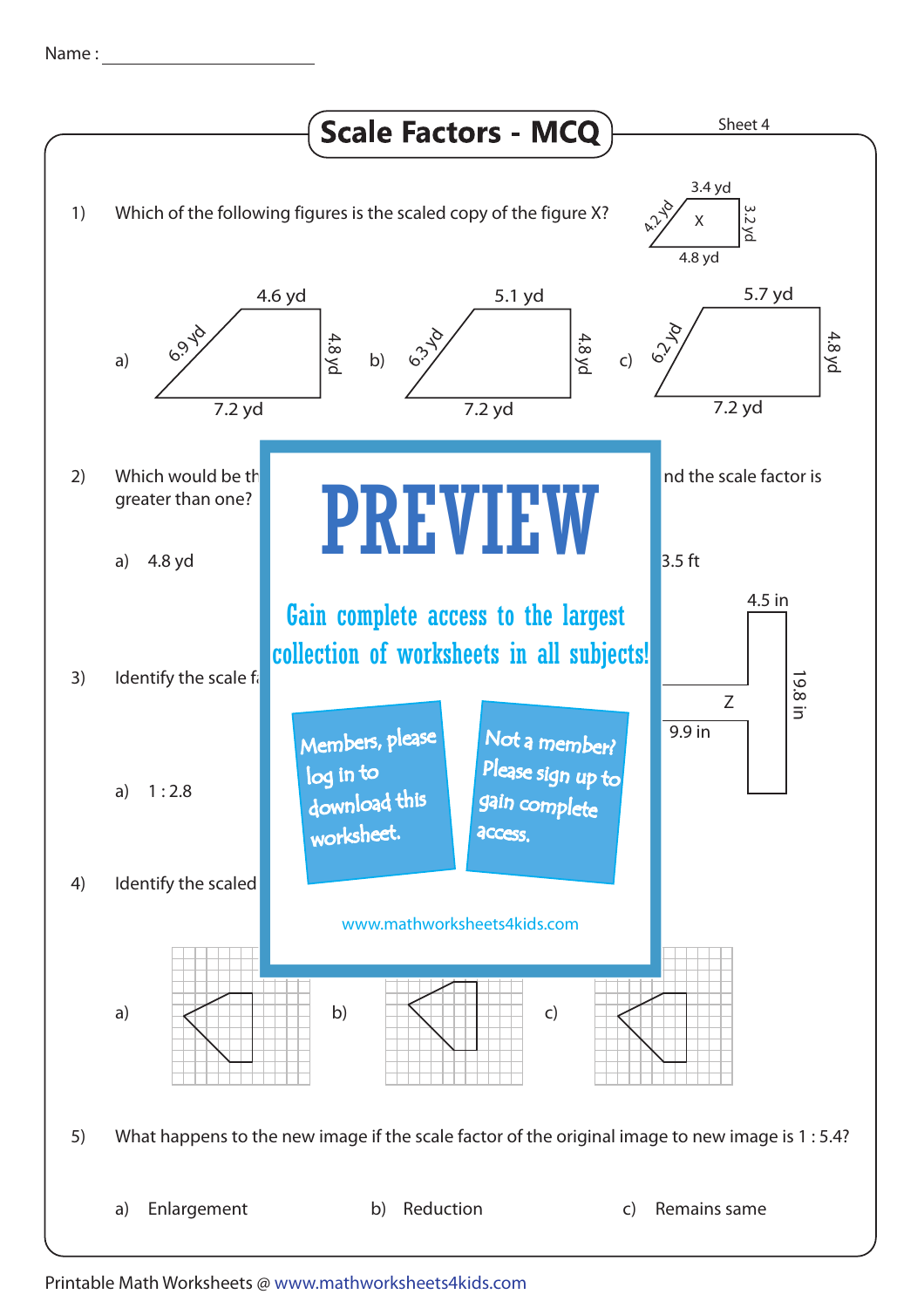Name : ____________________

# Scale Factors - MCQ

Sheet 4

1) Which of the following figures is the scaled copy of the figure X?

X: 3.4 yd, 4.2 yd, 3.2 yd, 4.8 yd

a) 4.6 yd, 6.9 yd, 4.8 yd, 7.2 yd    b) 5.1 yd, 6.3 yd, 4.8 yd, 7.2 yd    c) 5.7 yd, 6.2 yd, 4.8 yd, 7.2 yd

2) Which would be th ... nd the scale factor is greater than one?

a) 4.8 yd ... 3.5 ft

3) Identify the scale f...

Z: 4.5 in, 19.8 in, 9.9 in

a) 1 : 2.8

4) Identify the scaled ...

a) b) c)

PREVIEW

Gain complete access to the largest collection of worksheets in all subjects!

Members, please log in to download this worksheet.

Not a member? Please sign up to gain complete access.

www.mathworksheets4kids.com

5) What happens to the new image if the scale factor of the original image to new image is 1 : 5.4?

a) Enlargement    b) Reduction    c) Remains same

Printable Math Worksheets @ www.mathworksheets4kids.com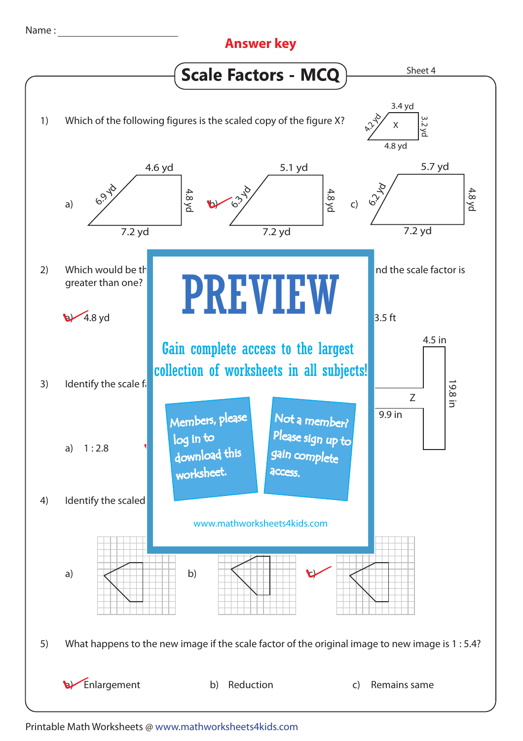Name : ______________________

**Answer key**

# Scale Factors - MCQ

Sheet 4

1) Which of the following figures is the scaled copy of the figure X?

3.4 yd
4.2 yd
X
3.2 yd
4.8 yd

a)
4.6 yd
6.9 yd
4.8 yd
7.2 yd

b) ✓
5.1 yd
6.3 yd
4.8 yd
7.2 yd

c)
5.7 yd
6.2 yd
4.8 yd
7.2 yd

2) Which would be th... nd the scale factor is greater than one?

a) ✓ 4.8 yd ... 3.5 ft

3) Identify the scale f...

4.5 in
Z
19.8 in
9.9 in

a) 1 : 2.8

4) Identify the scaled ...

a)

b)

c) ✓

**PREVIEW**

Gain complete access to the largest collection of worksheets in all subjects!

Members, please log in to download this worksheet.

Not a member? Please sign up to gain complete access.

www.mathworksheets4kids.com

5) What happens to the new image if the scale factor of the original image to new image is 1 : 5.4?

a) ✓ Enlargement     b) Reduction     c) Remains same

Printable Math Worksheets @ www.mathworksheets4kids.com